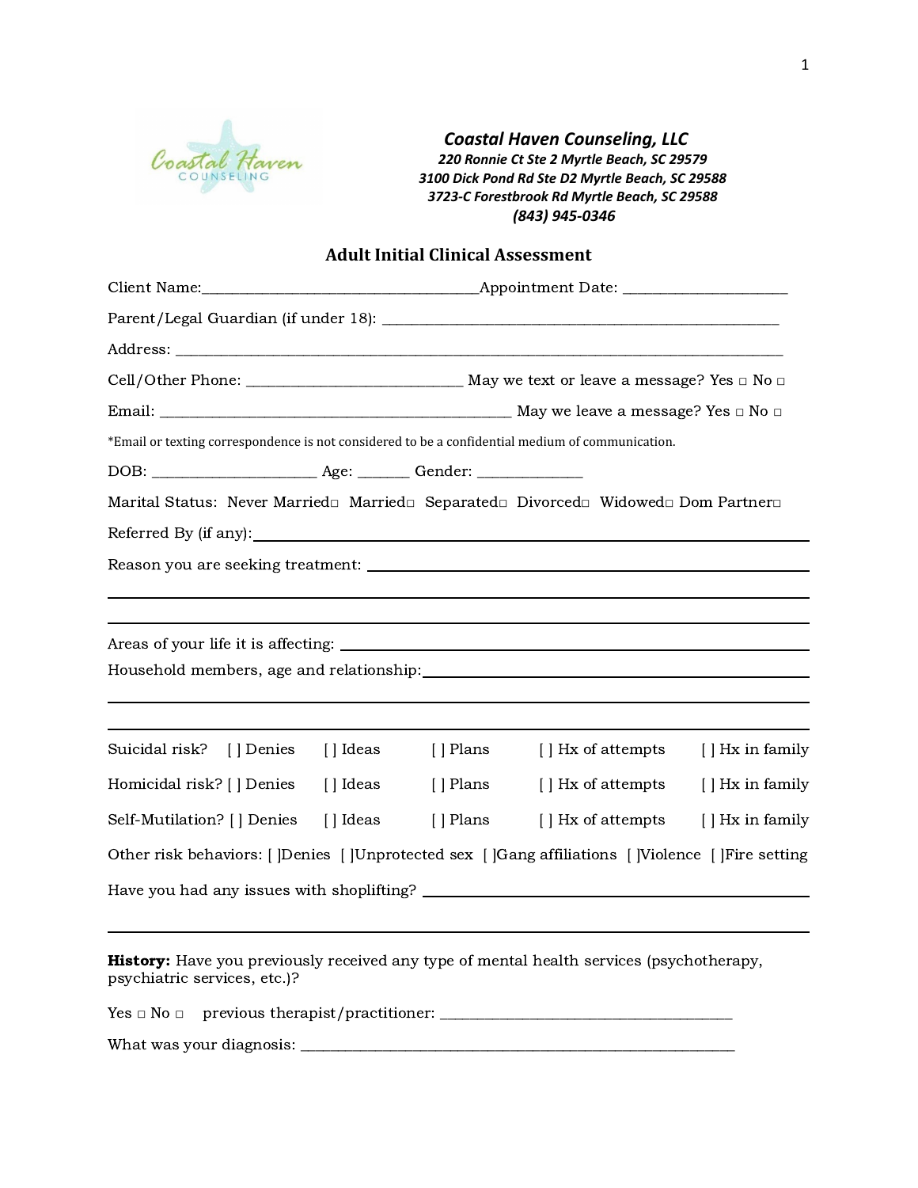**Coastal Haven Counseling, LLC**
**220 Ronnie Ct Ste 2 Myrtle Beach, SC 29579**
**3100 Dick Pond Rd Ste D2 Myrtle Beach, SC 29588**
**3723-C Forestbrook Rd Myrtle Beach, SC 29588**
**(843) 945-0346**

## Adult Initial Clinical Assessment

Client Name:_________________________________ Appointment Date: ___________________

Parent/Legal Guardian (if under 18): ______________________________________________

Address: __________________________________________________________________________

Cell/Other Phone: _________________________ May we text or leave a message? Yes □ No □

Email: ___________________________________________ May we leave a message? Yes □ No □

*Email or texting correspondence is not considered to be a confidential medium of communication.

DOB: ___________________ Age: ______ Gender: _____________

Marital Status: Never Married□ Married□ Separated□ Divorced□ Widowed□ Dom Partner□

Referred By (if any): ________________________________________________________________

Reason you are seeking treatment: ________________________________________________________

__________________________________________________________________________________

__________________________________________________________________________________

Areas of your life it is affecting: ______________________________________________________

Household members, age and relationship: _________________________________________________

__________________________________________________________________________________

__________________________________________________________________________________

Suicidal risk? [ ] Denies [ ] Ideas [ ] Plans [ ] Hx of attempts [ ] Hx in family

Homicidal risk? [ ] Denies [ ] Ideas [ ] Plans [ ] Hx of attempts [ ] Hx in family

Self-Mutilation? [ ] Denies [ ] Ideas [ ] Plans [ ] Hx of attempts [ ] Hx in family

Other risk behaviors: [ ]Denies [ ]Unprotected sex [ ]Gang affiliations [ ]Violence [ ]Fire setting

Have you had any issues with shoplifting? ____________________________________________

__________________________________________________________________________________

**History:** Have you previously received any type of mental health services (psychotherapy, psychiatric services, etc.)?

Yes □ No □ previous therapist/practitioner: ____________________________________

What was your diagnosis: ________________________________________________________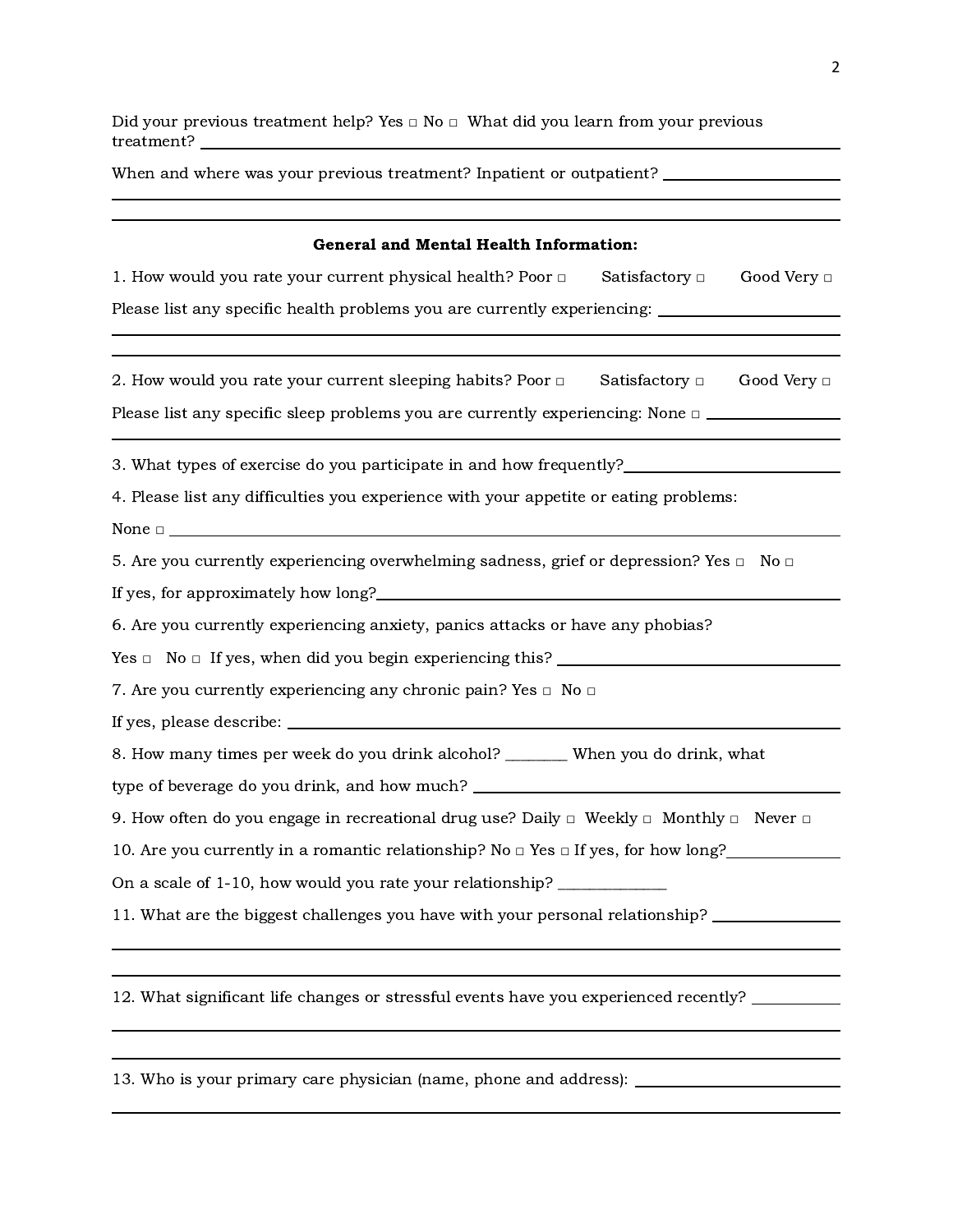Did your previous treatment help? Yes □ No □ What did you learn from your previous treatment? ______________________________________________________________

When and where was your previous treatment? Inpatient or outpatient? ____________________

______________________________________________________________________________

______________________________________________________________________________

**General and Mental Health Information:**

1. How would you rate your current physical health? Poor □ Satisfactory □ Good Very □

Please list any specific health problems you are currently experiencing: ____________________

______________________________________________________________________________

______________________________________________________________________________

2. How would you rate your current sleeping habits? Poor □ Satisfactory □ Good Very □

Please list any specific sleep problems you are currently experiencing: None □ ______________

______________________________________________________________________________

3. What types of exercise do you participate in and how frequently? ______________________

4. Please list any difficulties you experience with your appetite or eating problems:

None □ ________________________________________________________________________

5. Are you currently experiencing overwhelming sadness, grief or depression? Yes □ No □

If yes, for approximately how long? _______________________________________________

6. Are you currently experiencing anxiety, panics attacks or have any phobias?

Yes □ No □ If yes, when did you begin experiencing this? _____________________________

7. Are you currently experiencing any chronic pain? Yes □ No □

If yes, please describe: __________________________________________________________

8. How many times per week do you drink alcohol? ________ When you do drink, what type of beverage do you drink, and how much? ___________________________________________

9. How often do you engage in recreational drug use? Daily □ Weekly □ Monthly □ Never □

10. Are you currently in a romantic relationship? No □ Yes □ If yes, for how long? ____________

On a scale of 1-10, how would you rate your relationship? ______________

11. What are the biggest challenges you have with your personal relationship? ______________

______________________________________________________________________________

______________________________________________________________________________

12. What significant life changes or stressful events have you experienced recently? __________

______________________________________________________________________________

______________________________________________________________________________

13. Who is your primary care physician (name, phone and address): _______________________

______________________________________________________________________________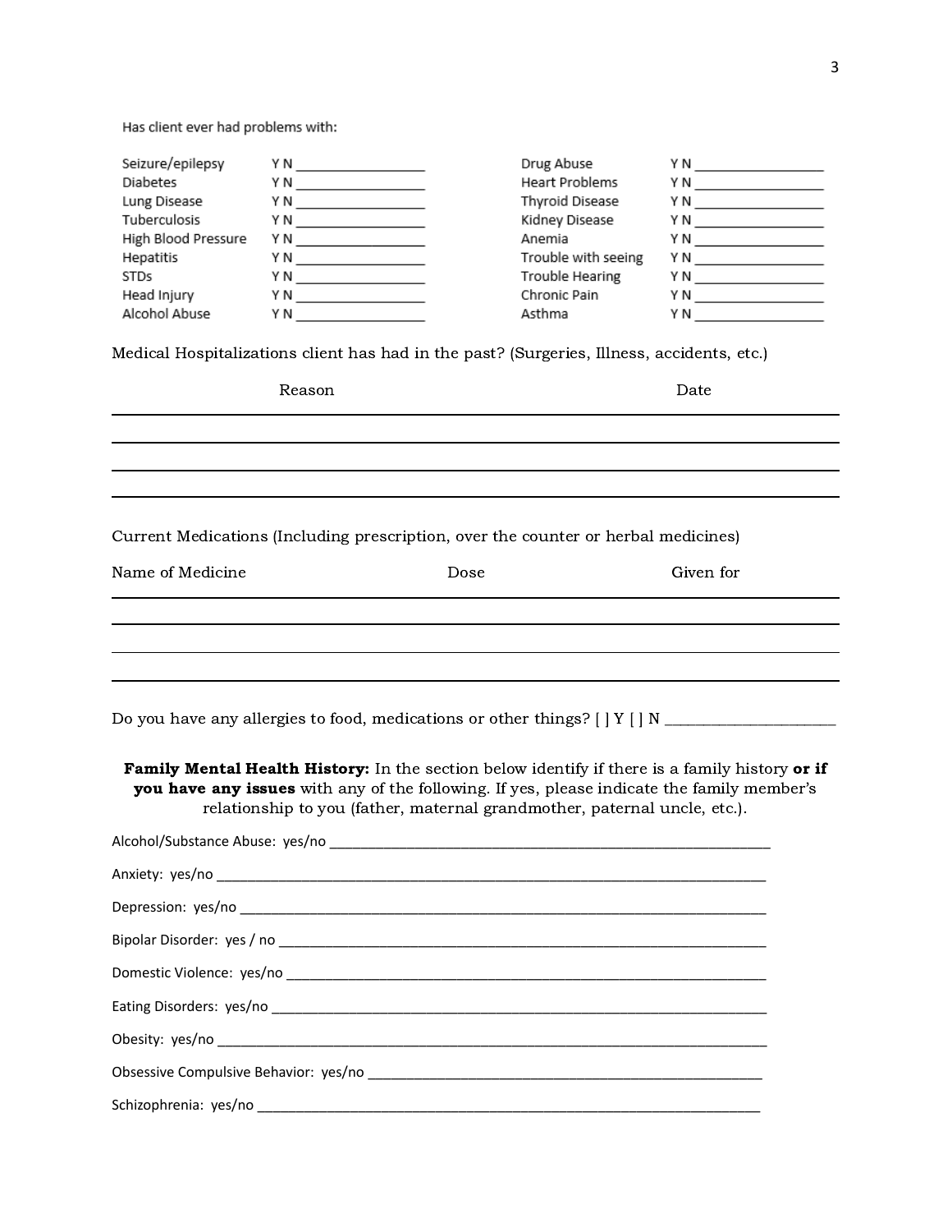Has client ever had problems with:

| | | | |
|---|---|---|---|
| Seizure/epilepsy | Y N ________________ | Drug Abuse | Y N ________________ |
| Diabetes | Y N ________________ | Heart Problems | Y N ________________ |
| Lung Disease | Y N ________________ | Thyroid Disease | Y N ________________ |
| Tuberculosis | Y N ________________ | Kidney Disease | Y N ________________ |
| High Blood Pressure | Y N ________________ | Anemia | Y N ________________ |
| Hepatitis | Y N ________________ | Trouble with seeing | Y N ________________ |
| STDs | Y N ________________ | Trouble Hearing | Y N ________________ |
| Head Injury | Y N ________________ | Chronic Pain | Y N ________________ |
| Alcohol Abuse | Y N ________________ | Asthma | Y N ________________ |

Medical Hospitalizations client has had in the past? (Surgeries, Illness, accidents, etc.)

| Reason | Date |
|---|---|
| | |
| | |
| | |
| | |

Current Medications (Including prescription, over the counter or herbal medicines)

| Name of Medicine | Dose | Given for |
|---|---|---|
| | | |
| | | |
| | | |
| | | |

Do you have any allergies to food, medications or other things? [ ] Y [ ] N ____________________

**Family Mental Health History:** In the section below identify if there is a family history **or if you have any issues** with any of the following. If yes, please indicate the family member's relationship to you (father, maternal grandmother, paternal uncle, etc.).

Alcohol/Substance Abuse: yes/no ________________________________________________________

Anxiety: yes/no ____________________________________________________________________

Depression: yes/no _________________________________________________________________

Bipolar Disorder: yes / no ____________________________________________________________

Domestic Violence: yes/no ____________________________________________________________

Eating Disorders: yes/no _____________________________________________________________

Obesity: yes/no ____________________________________________________________________

Obsessive Compulsive Behavior: yes/no _________________________________________________

Schizophrenia: yes/no ________________________________________________________________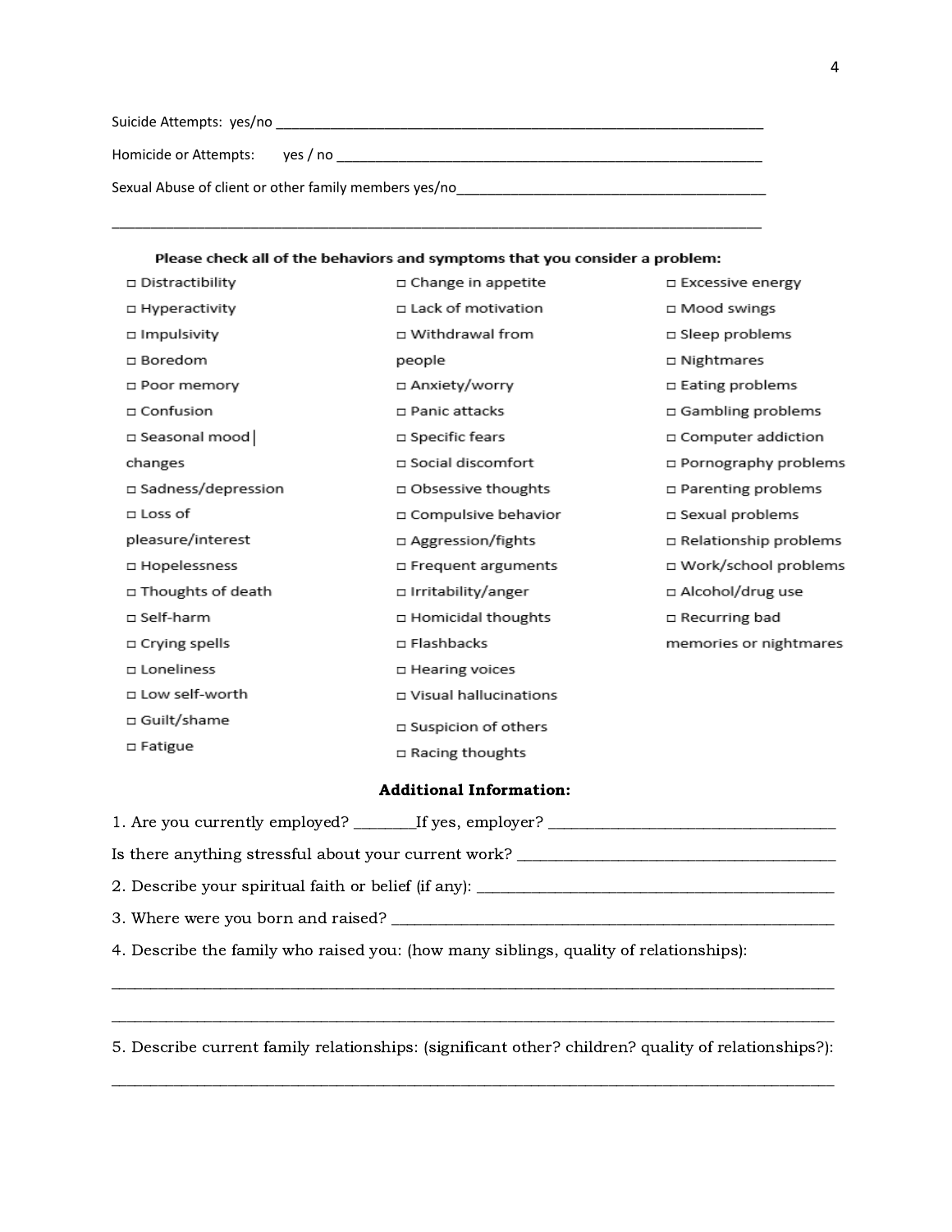Suicide Attempts: yes/no ___________________________________________________________________

Homicide or Attempts: yes / no ____________________________________________________________

Sexual Abuse of client or other family members yes/no_________________________________________

___________________________________________________________________________________

**Please check all of the behaviors and symptoms that you consider a problem:**

- □ Distractibility
- □ Hyperactivity
- □ Impulsivity
- □ Boredom
- □ Poor memory
- □ Confusion
- □ Seasonal mood changes
- □ Sadness/depression
- □ Loss of pleasure/interest
- □ Hopelessness
- □ Thoughts of death
- □ Self-harm
- □ Crying spells
- □ Loneliness
- □ Low self-worth
- □ Guilt/shame
- □ Fatigue
- □ Change in appetite
- □ Lack of motivation
- □ Withdrawal from people
- □ Anxiety/worry
- □ Panic attacks
- □ Specific fears
- □ Social discomfort
- □ Obsessive thoughts
- □ Compulsive behavior
- □ Aggression/fights
- □ Frequent arguments
- □ Irritability/anger
- □ Homicidal thoughts
- □ Flashbacks
- □ Hearing voices
- □ Visual hallucinations
- □ Suspicion of others
- □ Racing thoughts
- □ Excessive energy
- □ Mood swings
- □ Sleep problems
- □ Nightmares
- □ Eating problems
- □ Gambling problems
- □ Computer addiction
- □ Pornography problems
- □ Parenting problems
- □ Sexual problems
- □ Relationship problems
- □ Work/school problems
- □ Alcohol/drug use
- □ Recurring bad memories or nightmares

**Additional Information:**

1. Are you currently employed? ________If yes, employer? ____________________________________

Is there anything stressful about your current work? _________________________________________

2. Describe your spiritual faith or belief (if any): ______________________________________________

3. Where were you born and raised? _____________________________________________________

4. Describe the family who raised you: (how many siblings, quality of relationships):

___________________________________________________________________________________

___________________________________________________________________________________

5. Describe current family relationships: (significant other? children? quality of relationships?):

___________________________________________________________________________________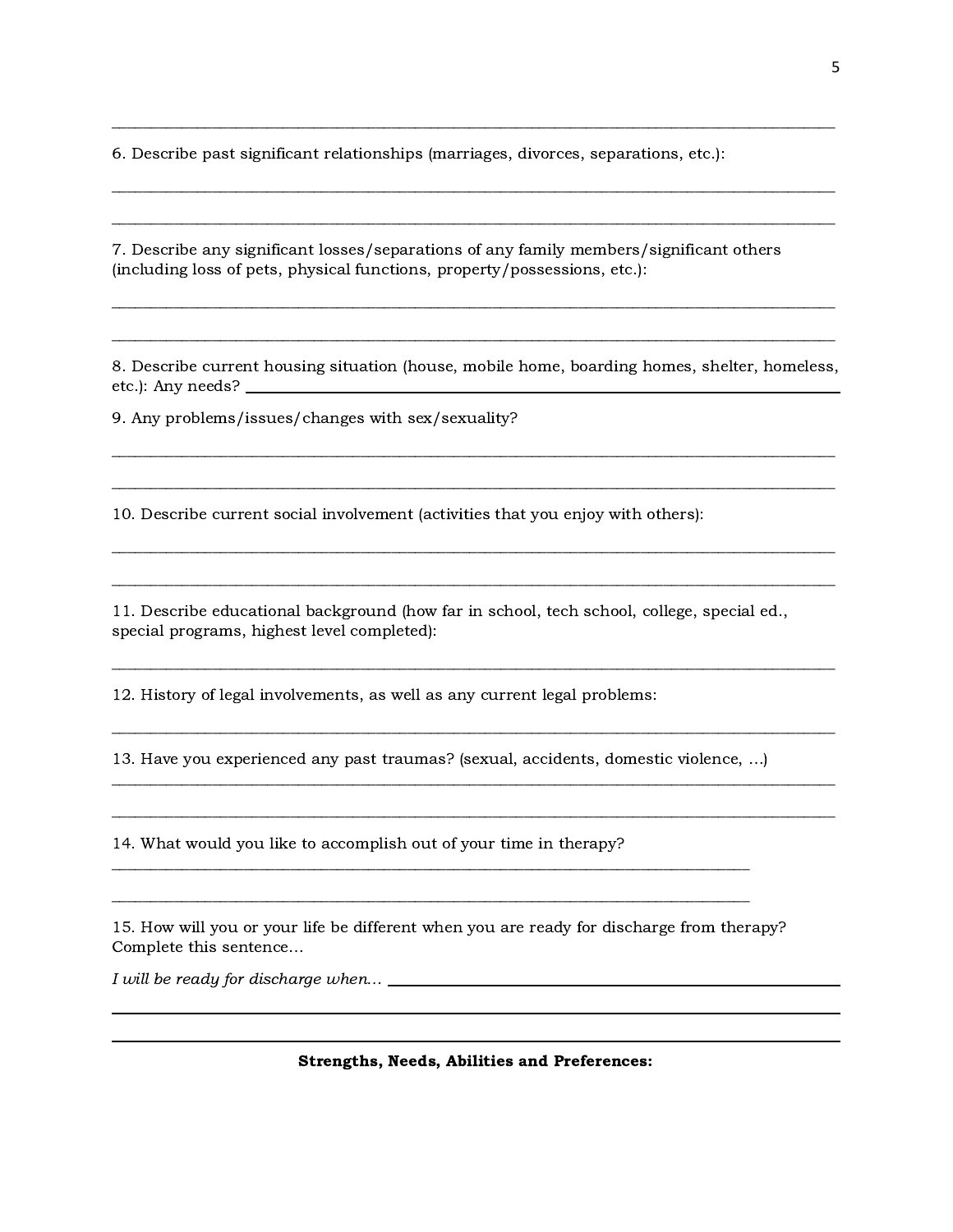6. Describe past significant relationships (marriages, divorces, separations, etc.):

7. Describe any significant losses/separations of any family members/significant others (including loss of pets, physical functions, property/possessions, etc.):

8. Describe current housing situation (house, mobile home, boarding homes, shelter, homeless, etc.): Any needs?

9. Any problems/issues/changes with sex/sexuality?

10. Describe current social involvement (activities that you enjoy with others):

11. Describe educational background (how far in school, tech school, college, special ed., special programs, highest level completed):

12. History of legal involvements, as well as any current legal problems:

13. Have you experienced any past traumas? (sexual, accidents, domestic violence, …)

14. What would you like to accomplish out of your time in therapy?

15. How will you or your life be different when you are ready for discharge from therapy? Complete this sentence…

*I will be ready for discharge when…*

**Strengths, Needs, Abilities and Preferences:**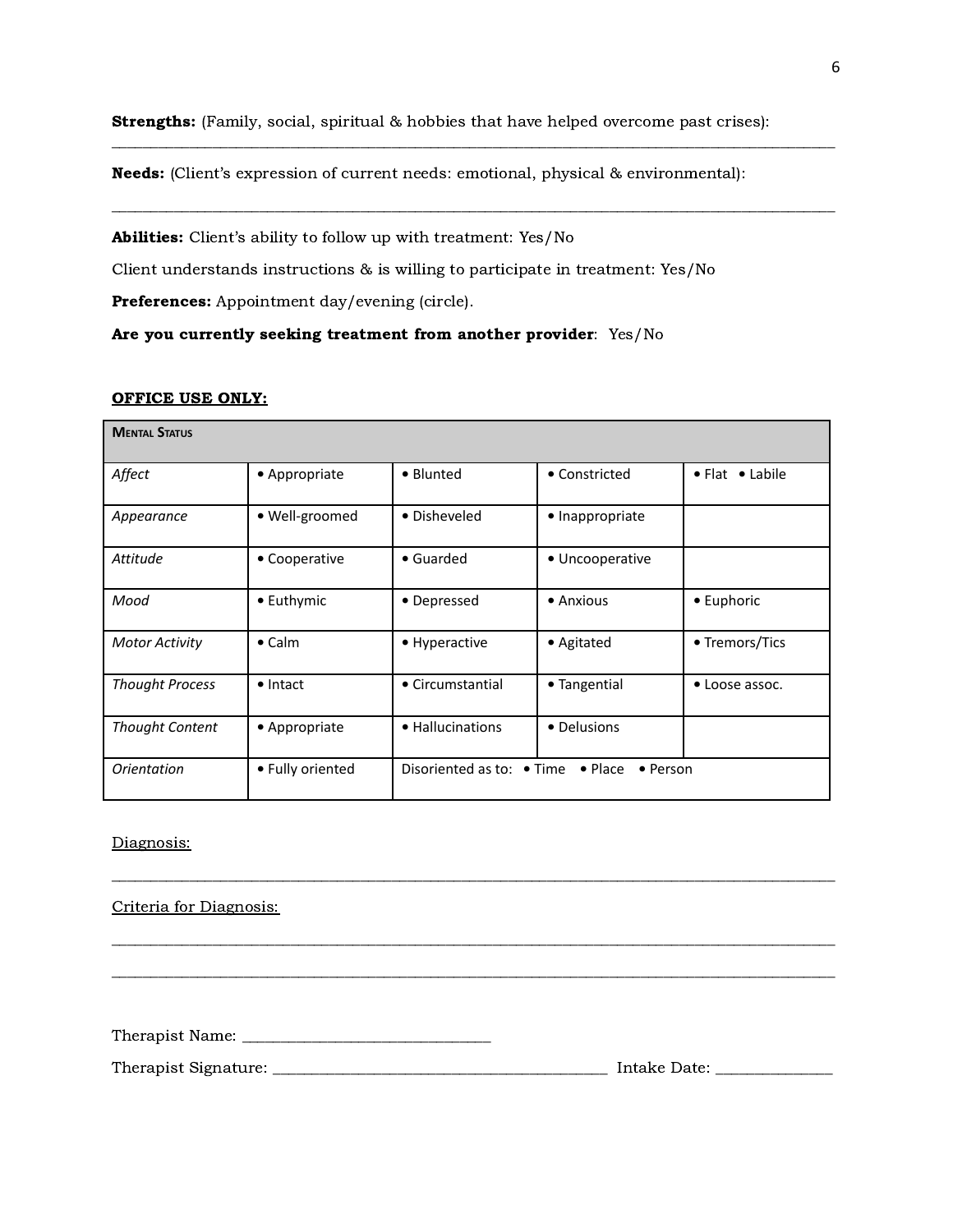**Strengths:** (Family, social, spiritual & hobbies that have helped overcome past crises):

______________________________________________________________________________________________

**Needs:** (Client's expression of current needs: emotional, physical & environmental):

______________________________________________________________________________________________

**Abilities:** Client's ability to follow up with treatment: Yes/No

Client understands instructions & is willing to participate in treatment: Yes/No

**Preferences:** Appointment day/evening (circle).

**Are you currently seeking treatment from another provider**: Yes/No

**OFFICE USE ONLY:**

| **Mental Status** | | | | |
|---|---|---|---|---|
| *Affect* | • Appropriate | • Blunted | • Constricted | • Flat • Labile |
| *Appearance* | • Well-groomed | • Disheveled | • Inappropriate | |
| *Attitude* | • Cooperative | • Guarded | • Uncooperative | |
| *Mood* | • Euthymic | • Depressed | • Anxious | • Euphoric |
| *Motor Activity* | • Calm | • Hyperactive | • Agitated | • Tremors/Tics |
| *Thought Process* | • Intact | • Circumstantial | • Tangential | • Loose assoc. |
| *Thought Content* | • Appropriate | • Hallucinations | • Delusions | |
| *Orientation* | • Fully oriented | Disoriented as to: • Time • Place • Person | | |

Diagnosis:

______________________________________________________________________________________________

Criteria for Diagnosis:

______________________________________________________________________________________________

______________________________________________________________________________________________

Therapist Name: ________________________________

Therapist Signature: ___________________________________________ Intake Date: _______________